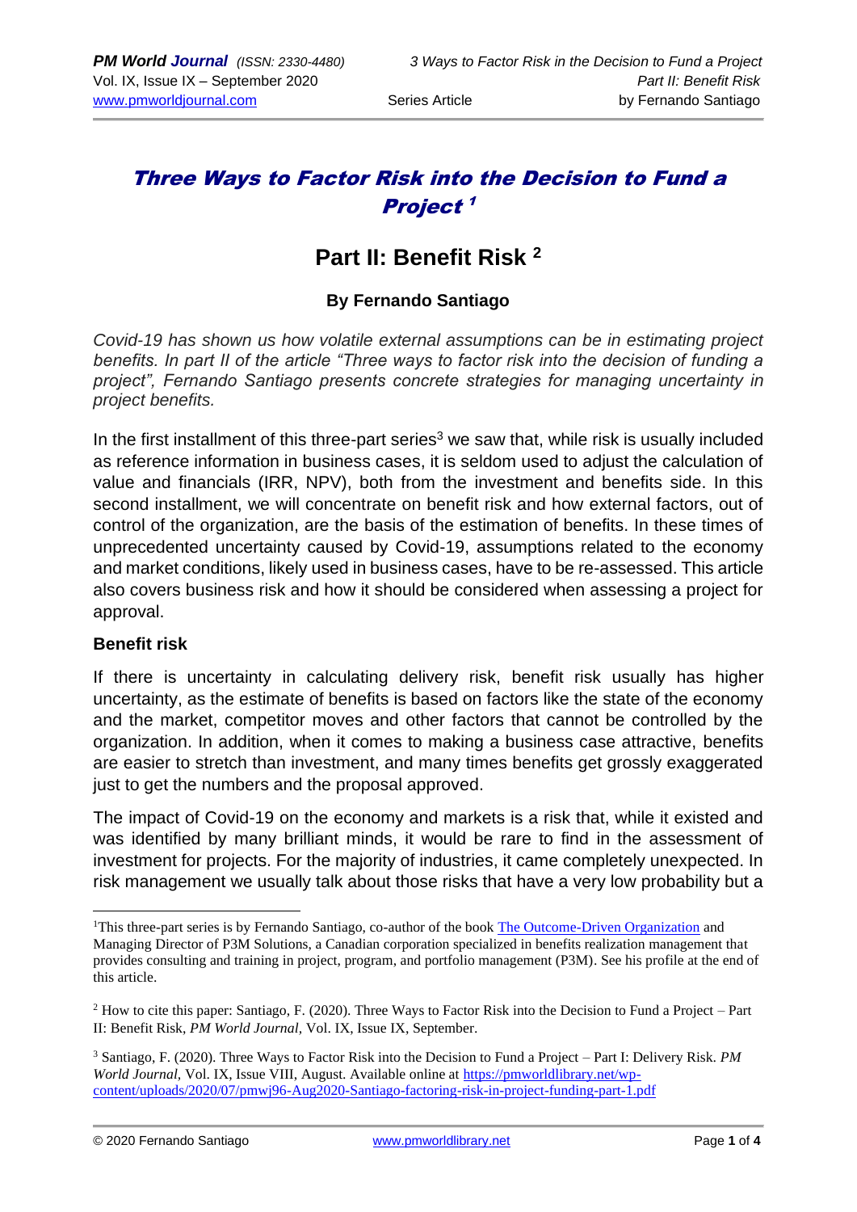# *Three Ways to Factor Risk into the Decision to Fund a Project* [1]

## Part II: Benefit Risk [2]

### By Fernando Santiago

*Covid-19 has shown us how volatile external assumptions can be in estimating project benefits. In part II of the article "Three ways to factor risk into the decision of funding a project", Fernando Santiago presents concrete strategies for managing uncertainty in project benefits.*

In the first installment of this three-part series[3] we saw that, while risk is usually included as reference information in business cases, it is seldom used to adjust the calculation of value and financials (IRR, NPV), both from the investment and benefits side. In this second installment, we will concentrate on benefit risk and how external factors, out of control of the organization, are the basis of the estimation of benefits. In these times of unprecedented uncertainty caused by Covid-19, assumptions related to the economy and market conditions, likely used in business cases, have to be re-assessed. This article also covers business risk and how it should be considered when assessing a project for approval.

**Benefit risk**

If there is uncertainty in calculating delivery risk, benefit risk usually has higher uncertainty, as the estimate of benefits is based on factors like the state of the economy and the market, competitor moves and other factors that cannot be controlled by the organization. In addition, when it comes to making a business case attractive, benefits are easier to stretch than investment, and many times benefits get grossly exaggerated just to get the numbers and the proposal approved.

The impact of Covid-19 on the economy and markets is a risk that, while it existed and was identified by many brilliant minds, it would be rare to find in the assessment of investment for projects. For the majority of industries, it came completely unexpected. In risk management we usually talk about those risks that have a very low probability but a

---

[1] This three-part series is by Fernando Santiago, co-author of the book The Outcome-Driven Organization and Managing Director of P3M Solutions, a Canadian corporation specialized in benefits realization management that provides consulting and training in project, program, and portfolio management (P3M). See his profile at the end of this article.

[2] How to cite this paper: Santiago, F. (2020). Three Ways to Factor Risk into the Decision to Fund a Project – Part II: Benefit Risk, *PM World Journal,* Vol. IX, Issue IX, September.

[3] Santiago, F. (2020). Three Ways to Factor Risk into the Decision to Fund a Project – Part I: Delivery Risk. *PM World Journal,* Vol. IX, Issue VIII, August. Available online at https://pmworldlibrary.net/wp-content/uploads/2020/07/pmwj96-Aug2020-Santiago-factoring-risk-in-project-funding-part-1.pdf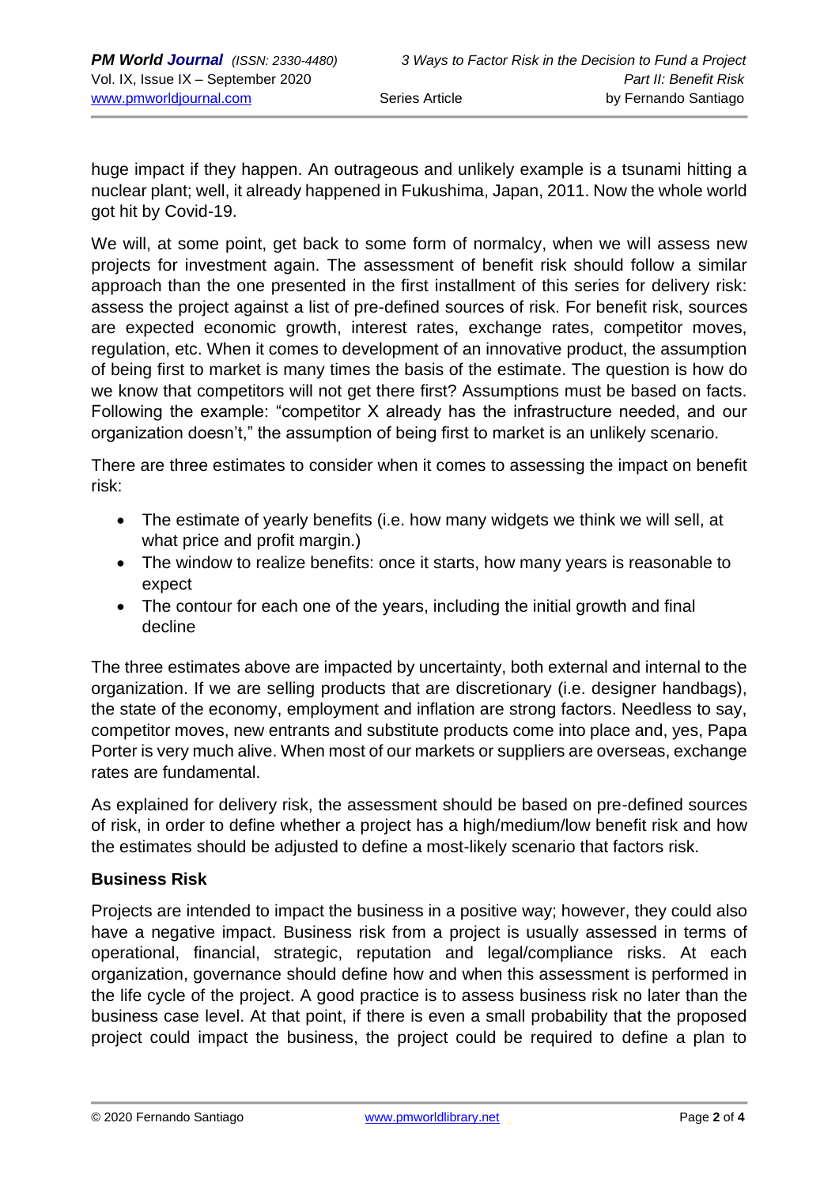huge impact if they happen. An outrageous and unlikely example is a tsunami hitting a nuclear plant; well, it already happened in Fukushima, Japan, 2011. Now the whole world got hit by Covid-19.

We will, at some point, get back to some form of normalcy, when we will assess new projects for investment again. The assessment of benefit risk should follow a similar approach than the one presented in the first installment of this series for delivery risk: assess the project against a list of pre-defined sources of risk. For benefit risk, sources are expected economic growth, interest rates, exchange rates, competitor moves, regulation, etc. When it comes to development of an innovative product, the assumption of being first to market is many times the basis of the estimate. The question is how do we know that competitors will not get there first? Assumptions must be based on facts. Following the example: "competitor X already has the infrastructure needed, and our organization doesn't," the assumption of being first to market is an unlikely scenario.

There are three estimates to consider when it comes to assessing the impact on benefit risk:

- The estimate of yearly benefits (i.e. how many widgets we think we will sell, at what price and profit margin.)
- The window to realize benefits: once it starts, how many years is reasonable to expect
- The contour for each one of the years, including the initial growth and final decline

The three estimates above are impacted by uncertainty, both external and internal to the organization. If we are selling products that are discretionary (i.e. designer handbags), the state of the economy, employment and inflation are strong factors. Needless to say, competitor moves, new entrants and substitute products come into place and, yes, Papa Porter is very much alive. When most of our markets or suppliers are overseas, exchange rates are fundamental.

As explained for delivery risk, the assessment should be based on pre-defined sources of risk, in order to define whether a project has a high/medium/low benefit risk and how the estimates should be adjusted to define a most-likely scenario that factors risk.

### Business Risk

Projects are intended to impact the business in a positive way; however, they could also have a negative impact. Business risk from a project is usually assessed in terms of operational, financial, strategic, reputation and legal/compliance risks. At each organization, governance should define how and when this assessment is performed in the life cycle of the project. A good practice is to assess business risk no later than the business case level. At that point, if there is even a small probability that the proposed project could impact the business, the project could be required to define a plan to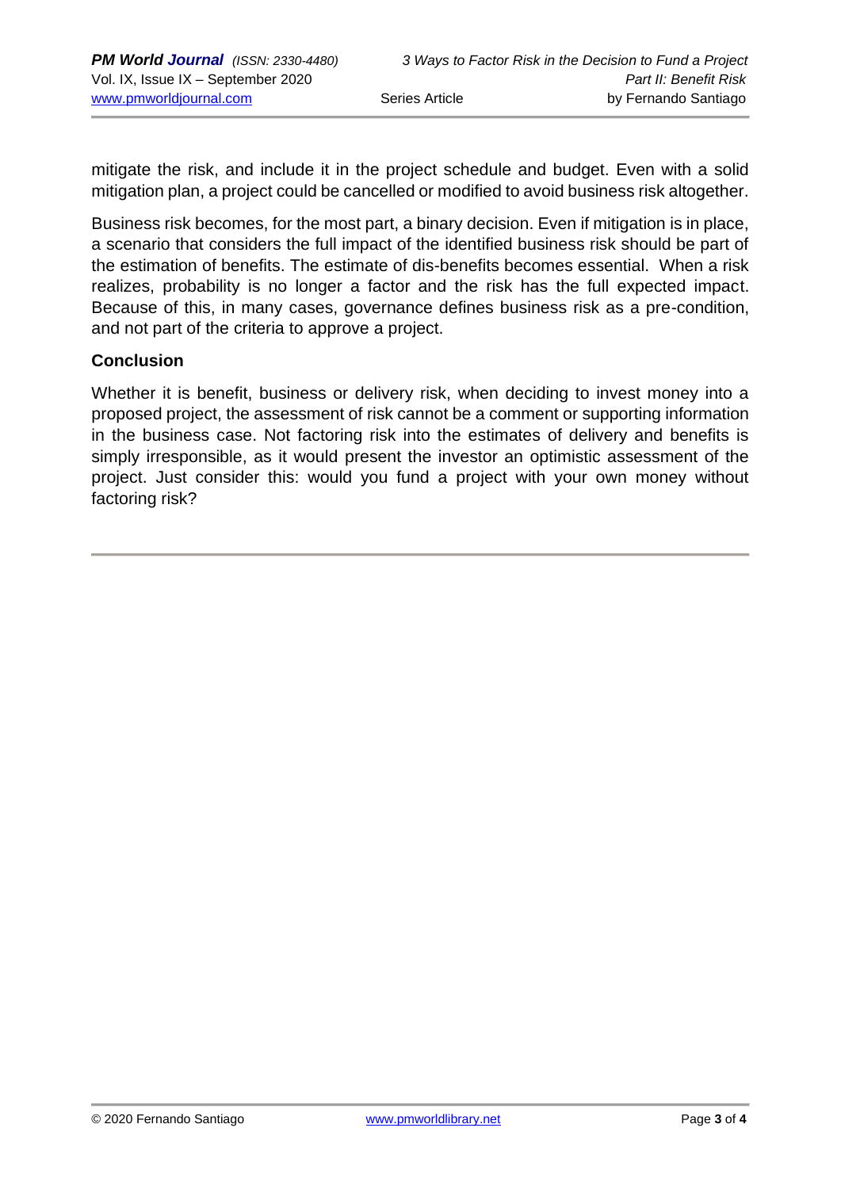mitigate the risk, and include it in the project schedule and budget. Even with a solid mitigation plan, a project could be cancelled or modified to avoid business risk altogether.

Business risk becomes, for the most part, a binary decision. Even if mitigation is in place, a scenario that considers the full impact of the identified business risk should be part of the estimation of benefits. The estimate of dis-benefits becomes essential. When a risk realizes, probability is no longer a factor and the risk has the full expected impact. Because of this, in many cases, governance defines business risk as a pre-condition, and not part of the criteria to approve a project.

**Conclusion**

Whether it is benefit, business or delivery risk, when deciding to invest money into a proposed project, the assessment of risk cannot be a comment or supporting information in the business case. Not factoring risk into the estimates of delivery and benefits is simply irresponsible, as it would present the investor an optimistic assessment of the project. Just consider this: would you fund a project with your own money without factoring risk?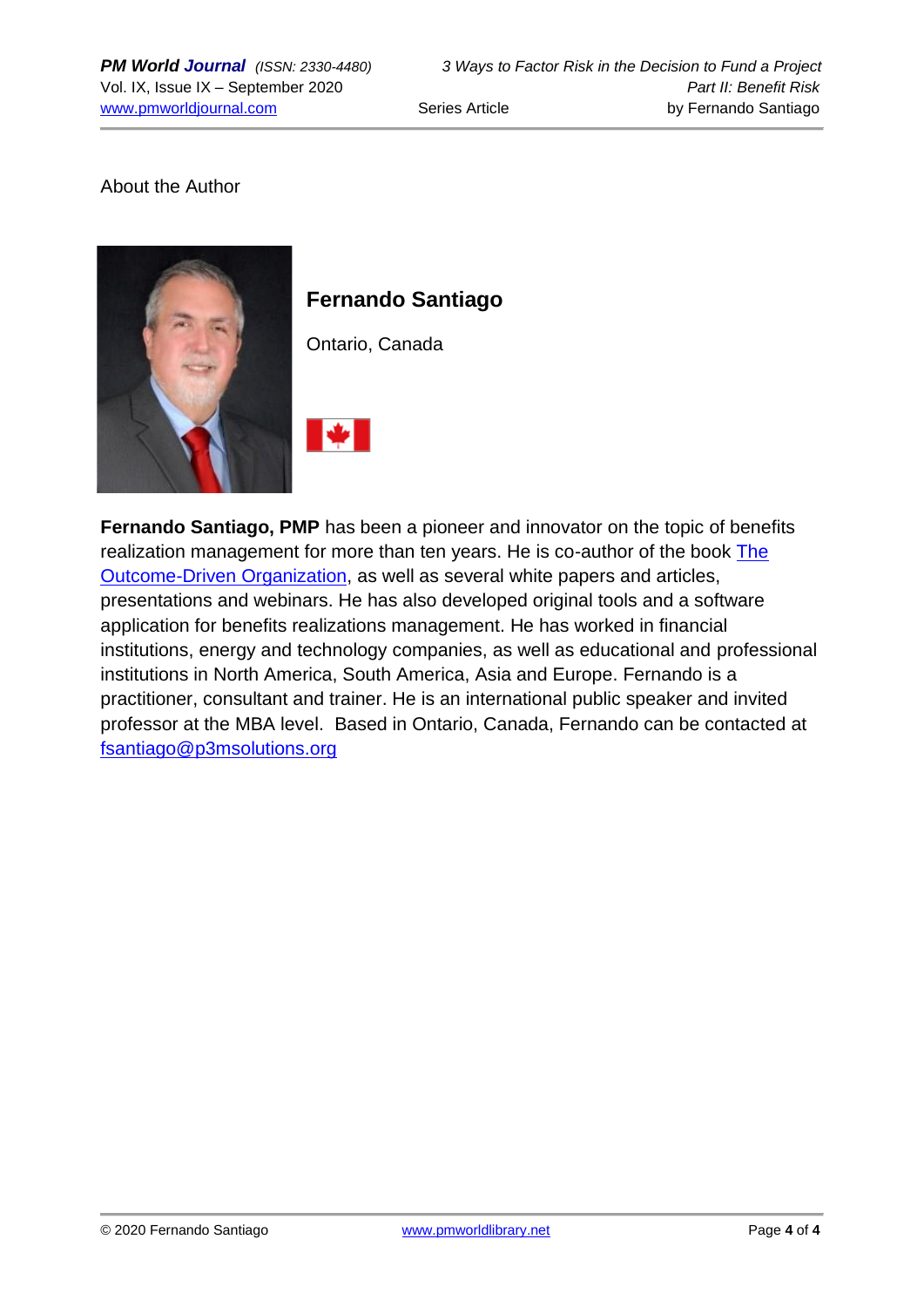About the Author

## Fernando Santiago

Ontario, Canada

**Fernando Santiago, PMP** has been a pioneer and innovator on the topic of benefits realization management for more than ten years. He is co-author of the book The Outcome-Driven Organization, as well as several white papers and articles, presentations and webinars. He has also developed original tools and a software application for benefits realizations management. He has worked in financial institutions, energy and technology companies, as well as educational and professional institutions in North America, South America, Asia and Europe. Fernando is a practitioner, consultant and trainer. He is an international public speaker and invited professor at the MBA level. Based in Ontario, Canada, Fernando can be contacted at fsantiago@p3msolutions.org